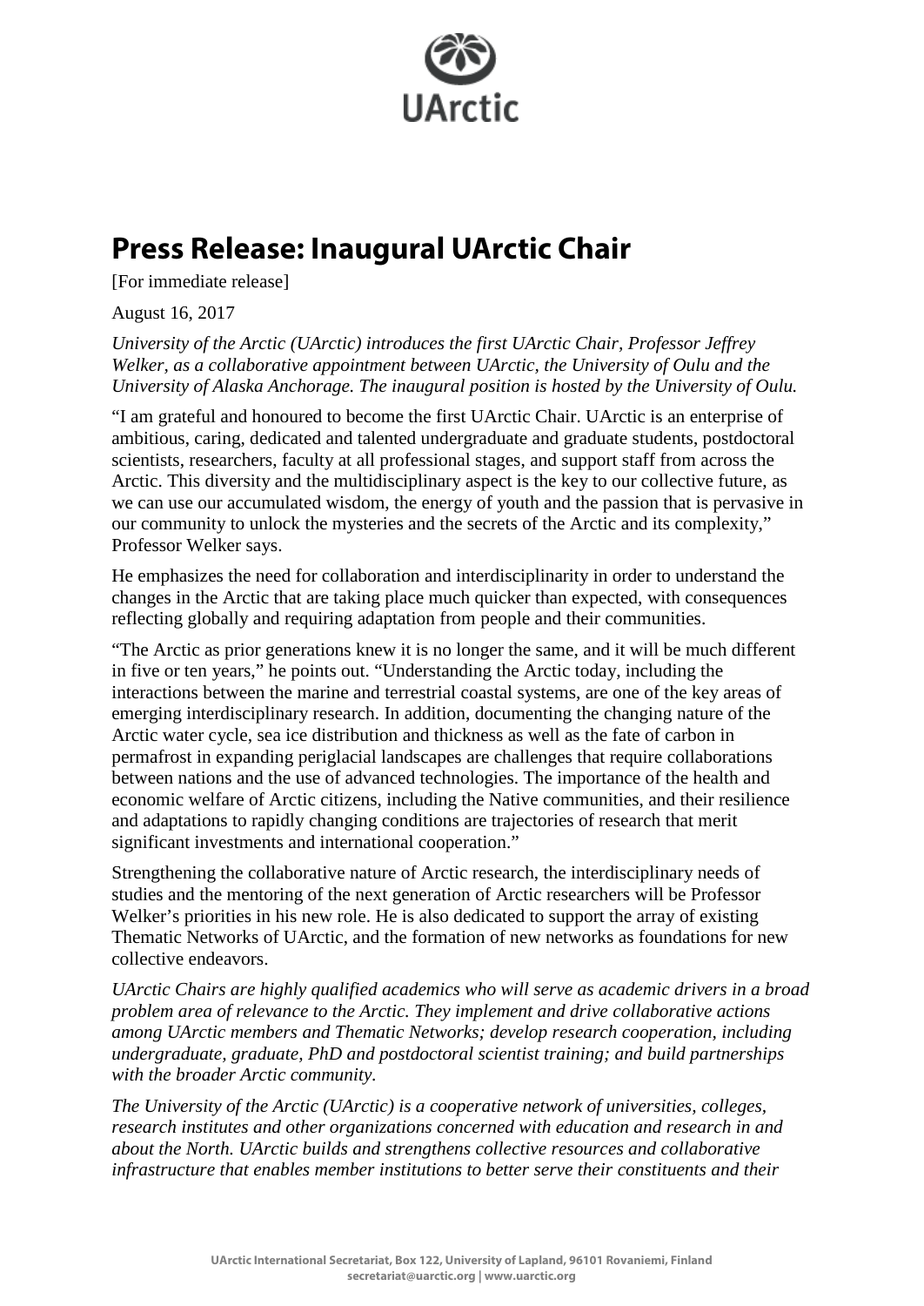# Press Release: Inaugural UArctic Chair

[For immediate release]

August 16, 2017

*University of the Arctic (UArctic) introduces the first UArctic Chair, Professor Jeffrey Welker, as a collaborative appointment between UArctic, the University of Oulu and the University of Alaska Anchorage. The inaugural position is hosted by the University of Oulu.*

"I am grateful and honoured to become the first UArctic Chair. UArctic is an enterprise of ambitious, caring, dedicated and talented undergraduate and graduate students, postdoctoral scientists, researchers, faculty at all professional stages, and support staff from across the Arctic. This diversity and the multidisciplinary aspect is the key to our collective future, as we can use our accumulated wisdom, the energy of youth and the passion that is pervasive in our community to unlock the mysteries and the secrets of the Arctic and its complexity," Professor Welker says.

He emphasizes the need for collaboration and interdisciplinarity in order to understand the changes in the Arctic that are taking place much quicker than expected, with consequences reflecting globally and requiring adaptation from people and their communities.

"The Arctic as prior generations knew it is no longer the same, and it will be much different in five or ten years," he points out. "Understanding the Arctic today, including the interactions between the marine and terrestrial coastal systems, are one of the key areas of emerging interdisciplinary research. In addition, documenting the changing nature of the Arctic water cycle, sea ice distribution and thickness as well as the fate of carbon in permafrost in expanding periglacial landscapes are challenges that require collaborations between nations and the use of advanced technologies. The importance of the health and economic welfare of Arctic citizens, including the Native communities, and their resilience and adaptations to rapidly changing conditions are trajectories of research that merit significant investments and international cooperation."

Strengthening the collaborative nature of Arctic research, the interdisciplinary needs of studies and the mentoring of the next generation of Arctic researchers will be Professor Welker's priorities in his new role. He is also dedicated to support the array of existing Thematic Networks of UArctic, and the formation of new networks as foundations for new collective endeavors.

*UArctic Chairs are highly qualified academics who will serve as academic drivers in a broad problem area of relevance to the Arctic. They implement and drive collaborative actions among UArctic members and Thematic Networks; develop research cooperation, including undergraduate, graduate, PhD and postdoctoral scientist training; and build partnerships with the broader Arctic community.*

*The University of the Arctic (UArctic) is a cooperative network of universities, colleges, research institutes and other organizations concerned with education and research in and about the North. UArctic builds and strengthens collective resources and collaborative infrastructure that enables member institutions to better serve their constituents and their*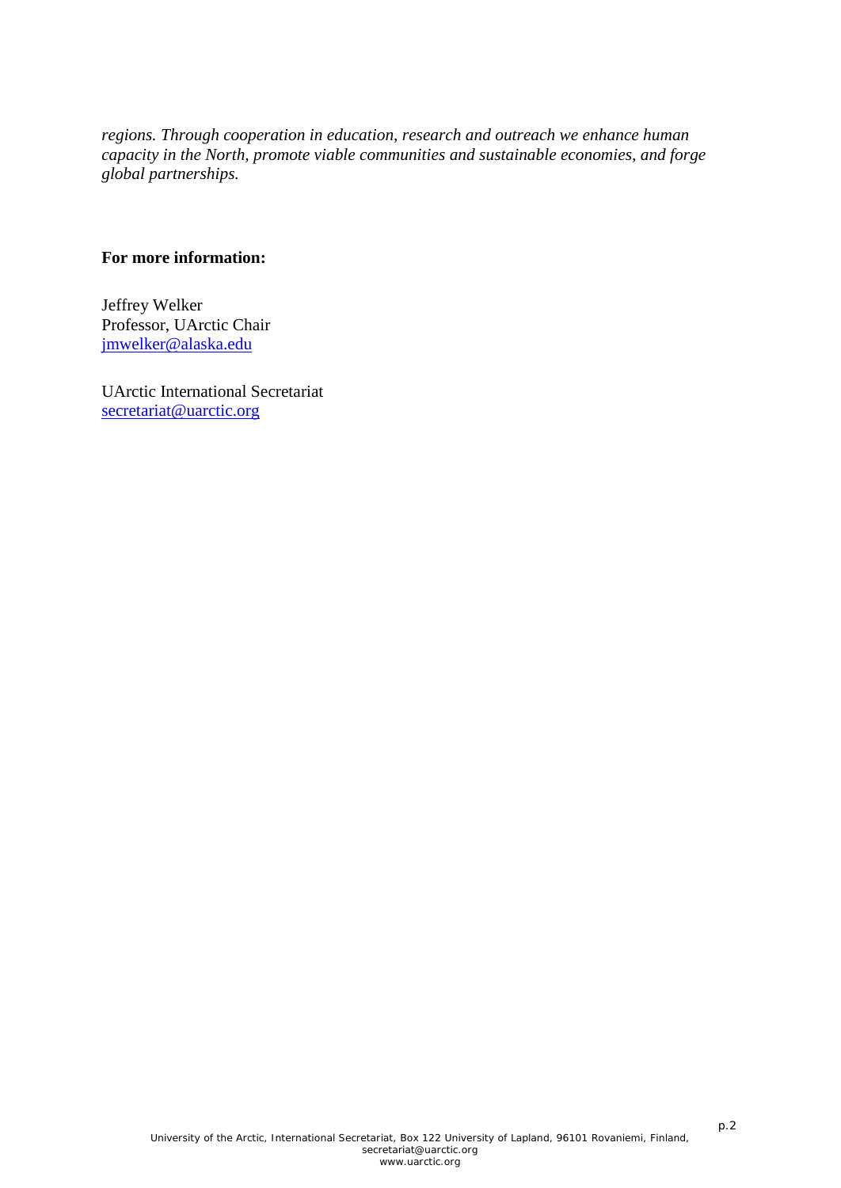*regions. Through cooperation in education, research and outreach we enhance human capacity in the North, promote viable communities and sustainable economies, and forge global partnerships.*

**For more information:**

Jeffrey Welker
Professor, UArctic Chair
jmwelker@alaska.edu

UArctic International Secretariat
secretariat@uarctic.org